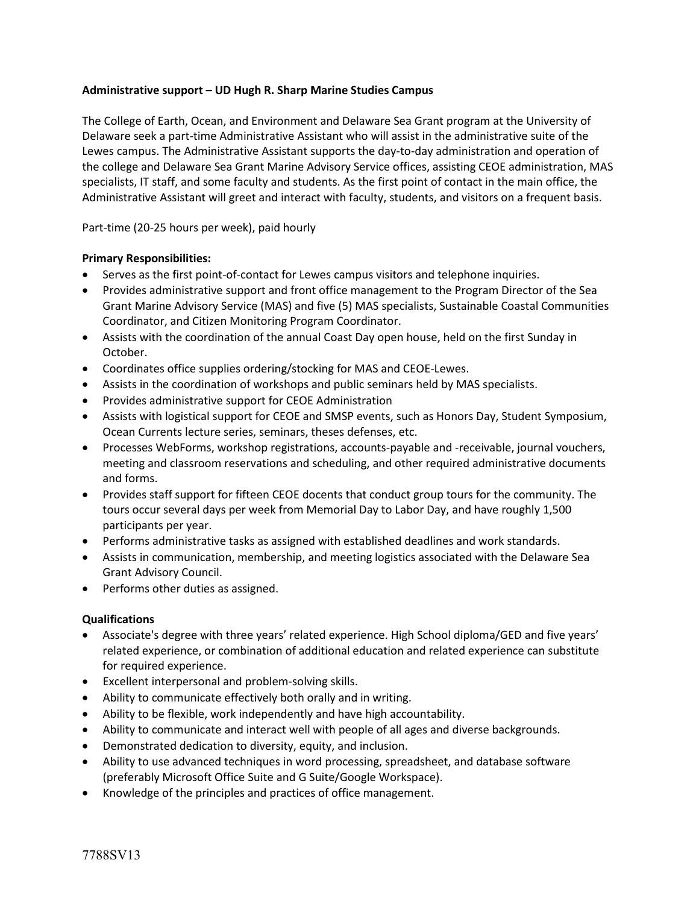**Administrative support – UD Hugh R. Sharp Marine Studies Campus**

The College of Earth, Ocean, and Environment and Delaware Sea Grant program at the University of Delaware seek a part-time Administrative Assistant who will assist in the administrative suite of the Lewes campus. The Administrative Assistant supports the day-to-day administration and operation of the college and Delaware Sea Grant Marine Advisory Service offices, assisting CEOE administration, MAS specialists, IT staff, and some faculty and students. As the first point of contact in the main office, the Administrative Assistant will greet and interact with faculty, students, and visitors on a frequent basis.

Part-time (20-25 hours per week), paid hourly

**Primary Responsibilities:**

- Serves as the first point-of-contact for Lewes campus visitors and telephone inquiries.
- Provides administrative support and front office management to the Program Director of the Sea Grant Marine Advisory Service (MAS) and five (5) MAS specialists, Sustainable Coastal Communities Coordinator, and Citizen Monitoring Program Coordinator.
- Assists with the coordination of the annual Coast Day open house, held on the first Sunday in October.
- Coordinates office supplies ordering/stocking for MAS and CEOE-Lewes.
- Assists in the coordination of workshops and public seminars held by MAS specialists.
- Provides administrative support for CEOE Administration
- Assists with logistical support for CEOE and SMSP events, such as Honors Day, Student Symposium, Ocean Currents lecture series, seminars, theses defenses, etc.
- Processes WebForms, workshop registrations, accounts-payable and -receivable, journal vouchers, meeting and classroom reservations and scheduling, and other required administrative documents and forms.
- Provides staff support for fifteen CEOE docents that conduct group tours for the community. The tours occur several days per week from Memorial Day to Labor Day, and have roughly 1,500 participants per year.
- Performs administrative tasks as assigned with established deadlines and work standards.
- Assists in communication, membership, and meeting logistics associated with the Delaware Sea Grant Advisory Council.
- Performs other duties as assigned.

**Qualifications**

- Associate's degree with three years' related experience. High School diploma/GED and five years' related experience, or combination of additional education and related experience can substitute for required experience.
- Excellent interpersonal and problem-solving skills.
- Ability to communicate effectively both orally and in writing.
- Ability to be flexible, work independently and have high accountability.
- Ability to communicate and interact well with people of all ages and diverse backgrounds.
- Demonstrated dedication to diversity, equity, and inclusion.
- Ability to use advanced techniques in word processing, spreadsheet, and database software (preferably Microsoft Office Suite and G Suite/Google Workspace).
- Knowledge of the principles and practices of office management.

7788SV13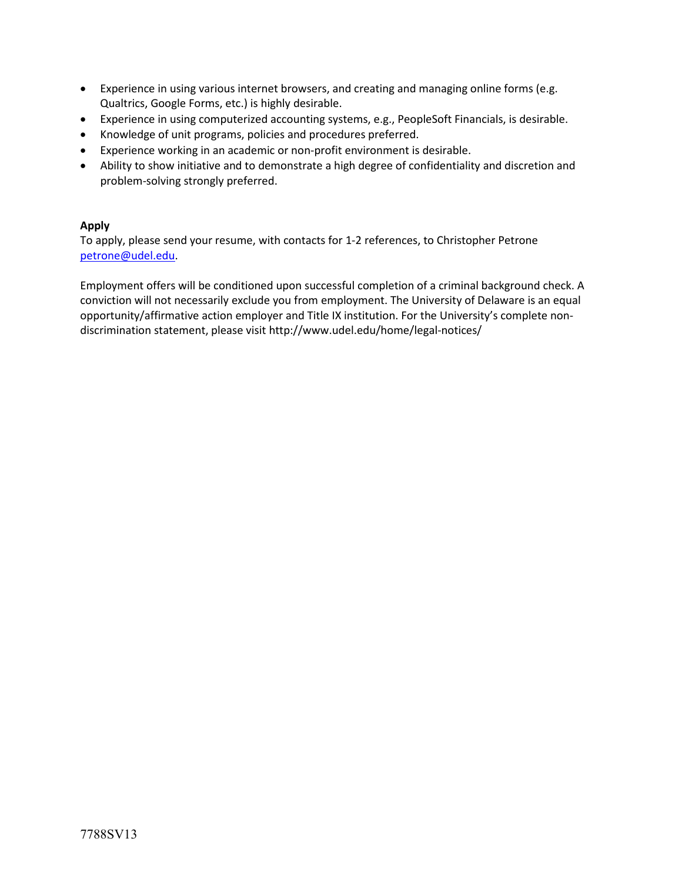- Experience in using various internet browsers, and creating and managing online forms (e.g. Qualtrics, Google Forms, etc.) is highly desirable.
- Experience in using computerized accounting systems, e.g., PeopleSoft Financials, is desirable.
- Knowledge of unit programs, policies and procedures preferred.
- Experience working in an academic or non-profit environment is desirable.
- Ability to show initiative and to demonstrate a high degree of confidentiality and discretion and problem-solving strongly preferred.

**Apply**

To apply, please send your resume, with contacts for 1-2 references, to Christopher Petrone [petrone@udel.edu](mailto:petrone@udel.edu).

Employment offers will be conditioned upon successful completion of a criminal background check. A conviction will not necessarily exclude you from employment. The University of Delaware is an equal opportunity/affirmative action employer and Title IX institution. For the University's complete non-discrimination statement, please visit http://www.udel.edu/home/legal-notices/

7788SV13